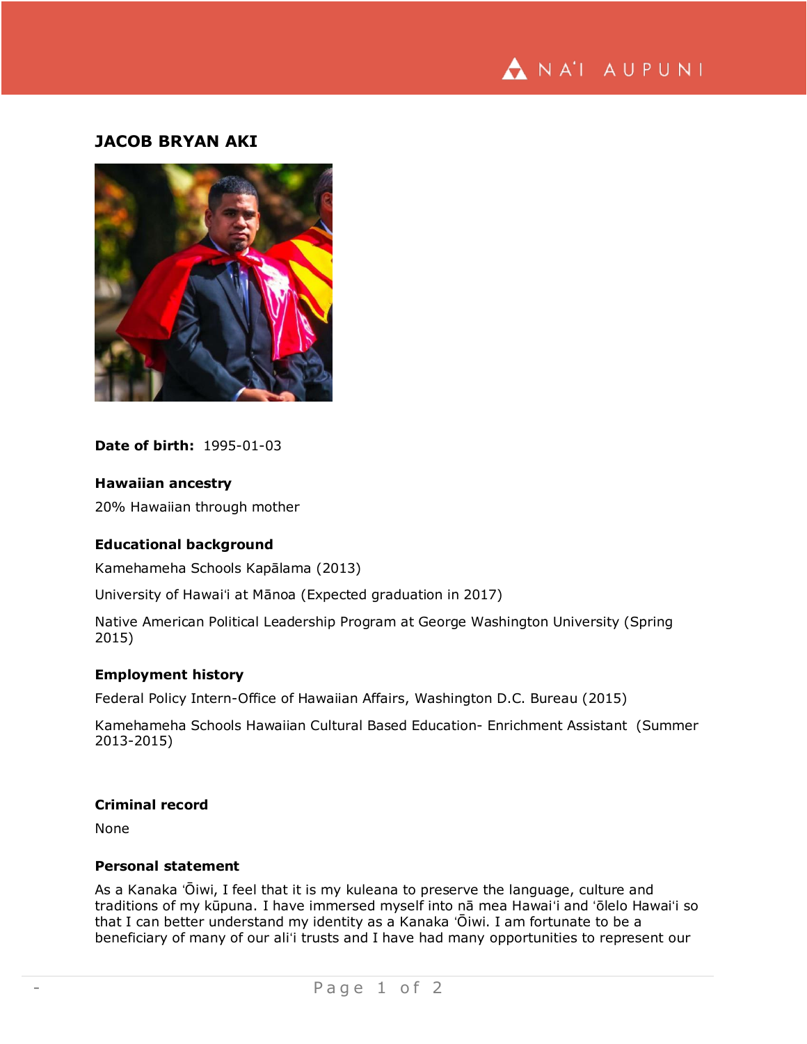# JACOB BRYAN AKI

**Date of birth:** 1995-01-03

## Hawaiian ancestry

20% Hawaiian through mother

## Educational background

Kamehameha Schools Kapālama (2013)

University of Hawaiʻi at Mānoa (Expected graduation in 2017)

Native American Political Leadership Program at George Washington University (Spring 2015)

## Employment history

Federal Policy Intern-Office of Hawaiian Affairs, Washington D.C. Bureau (2015)

Kamehameha Schools Hawaiian Cultural Based Education- Enrichment Assistant (Summer 2013-2015)

## Criminal record

None

## Personal statement

As a Kanaka ʻŌiwi, I feel that it is my kuleana to preserve the language, culture and traditions of my kūpuna. I have immersed myself into nā mea Hawaiʻi and ʻōlelo Hawaiʻi so that I can better understand my identity as a Kanaka ʻŌiwi. I am fortunate to be a beneficiary of many of our aliʻi trusts and I have had many opportunities to represent our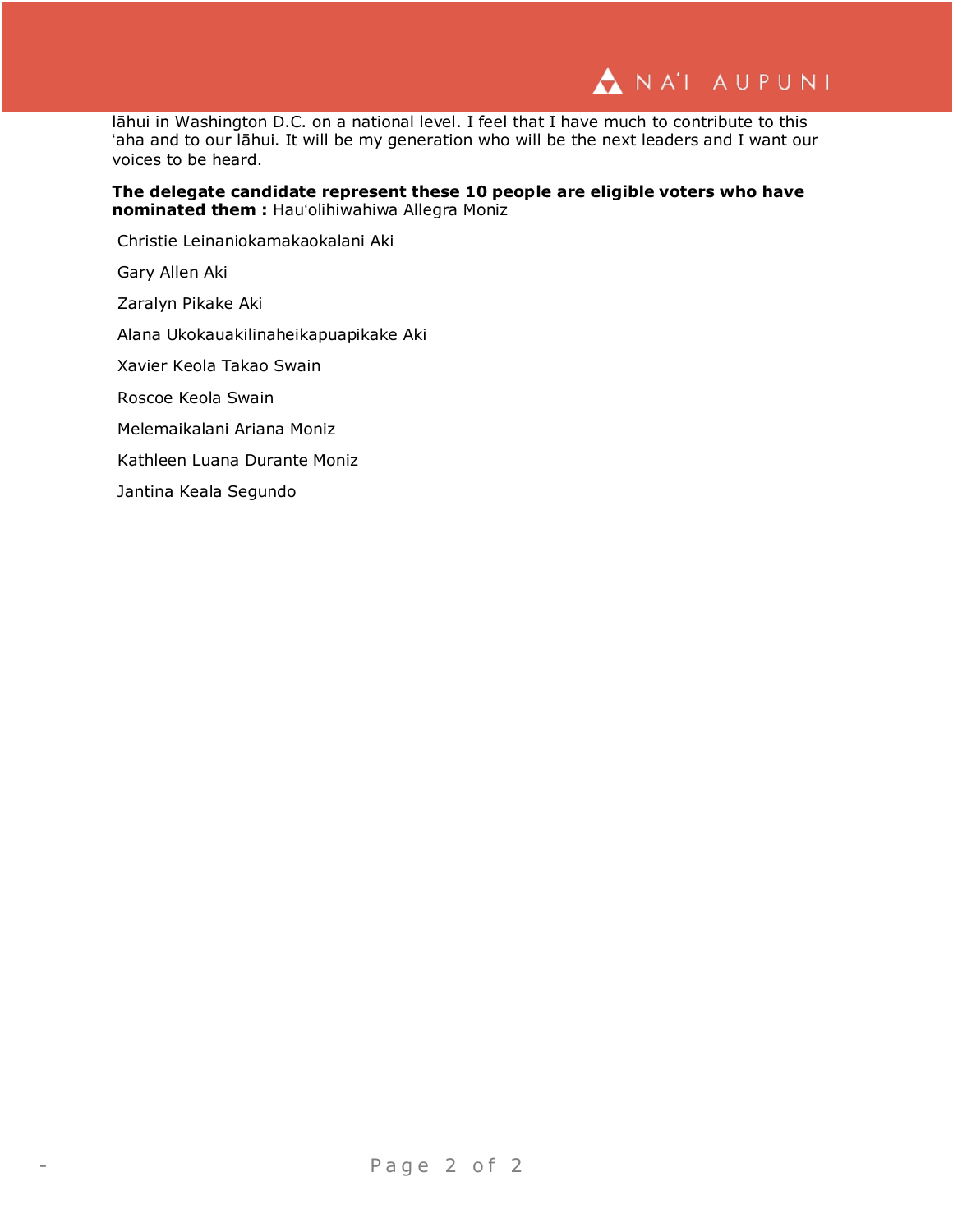lāhui in Washington D.C. on a national level. I feel that I have much to contribute to this ʻaha and to our lāhui. It will be my generation who will be the next leaders and I want our voices to be heard.

**The delegate candidate represent these 10 people are eligible voters who have nominated them :** Hauʻolihiwahiwa Allegra Moniz

Christie Leinaniokamakaokalani Aki

Gary Allen Aki

Zaralyn Pikake Aki

Alana Ukokauakilinaheikapuapikake Aki

Xavier Keola Takao Swain

Roscoe Keola Swain

Melemaikalani Ariana Moniz

Kathleen Luana Durante Moniz

Jantina Keala Segundo